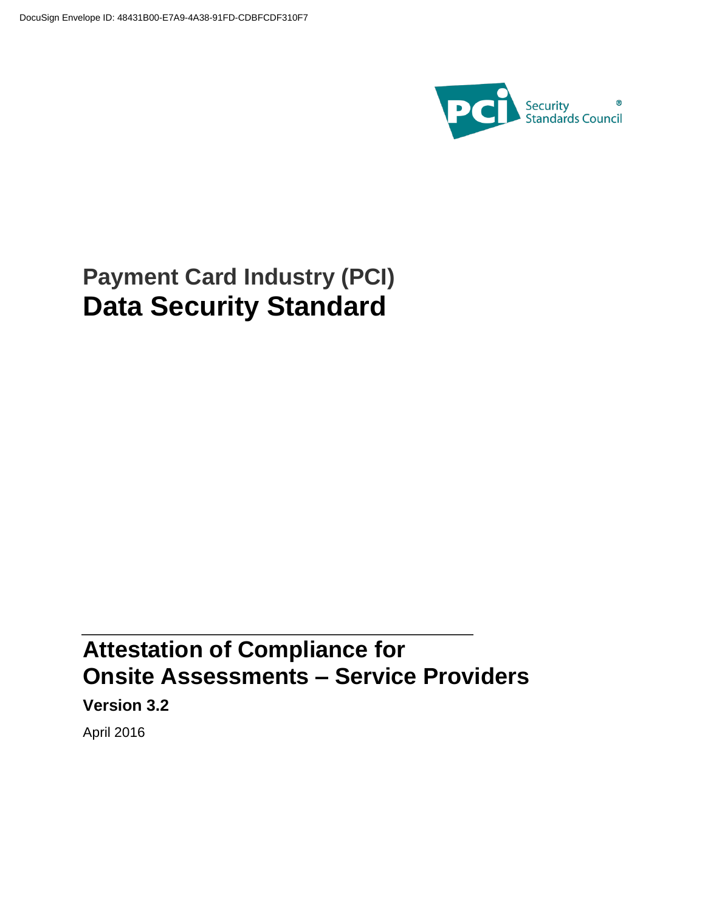DocuSign Envelope ID: 48431B00-E7A9-4A38-91FD-CDBFCDF310F7

PCI Security Standards Council®

# Payment Card Industry (PCI)
# Data Security Standard

## Attestation of Compliance for
## Onsite Assessments – Service Providers

**Version 3.2**

April 2016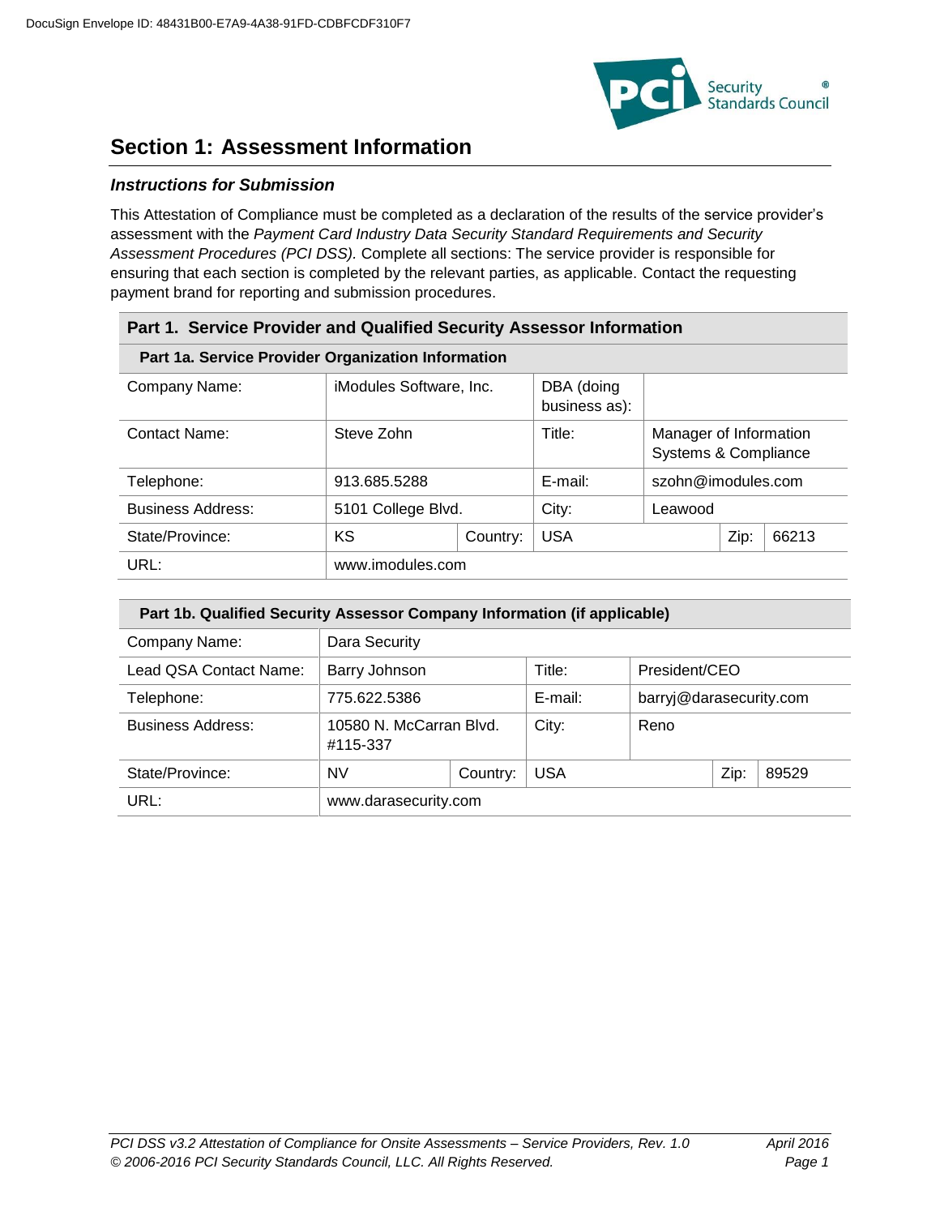# Section 1: Assessment Information

### *Instructions for Submission*

This Attestation of Compliance must be completed as a declaration of the results of the service provider's assessment with the *Payment Card Industry Data Security Standard Requirements and Security Assessment Procedures (PCI DSS).* Complete all sections: The service provider is responsible for ensuring that each section is completed by the relevant parties, as applicable. Contact the requesting payment brand for reporting and submission procedures.

## Part 1. Service Provider and Qualified Security Assessor Information

### Part 1a. Service Provider Organization Information

| | | | | | | |
|---|---|---|---|---|---|---|
| Company Name: | iModules Software, Inc. | | DBA (doing business as): | | | |
| Contact Name: | Steve Zohn | | Title: | Manager of Information Systems & Compliance | | |
| Telephone: | 913.685.5288 | | E-mail: | szohn@imodules.com | | |
| Business Address: | 5101 College Blvd. | | City: | Leawood | | |
| State/Province: | KS | Country: | USA | | Zip: | 66213 |
| URL: | www.imodules.com | | | | | |

### Part 1b. Qualified Security Assessor Company Information (if applicable)

| | | | | | | |
|---|---|---|---|---|---|---|
| Company Name: | Dara Security | | | | | |
| Lead QSA Contact Name: | Barry Johnson | | Title: | President/CEO | | |
| Telephone: | 775.622.5386 | | E-mail: | barryj@darasecurity.com | | |
| Business Address: | 10580 N. McCarran Blvd. #115-337 | | City: | Reno | | |
| State/Province: | NV | Country: | USA | | Zip: | 89529 |
| URL: | www.darasecurity.com | | | | | |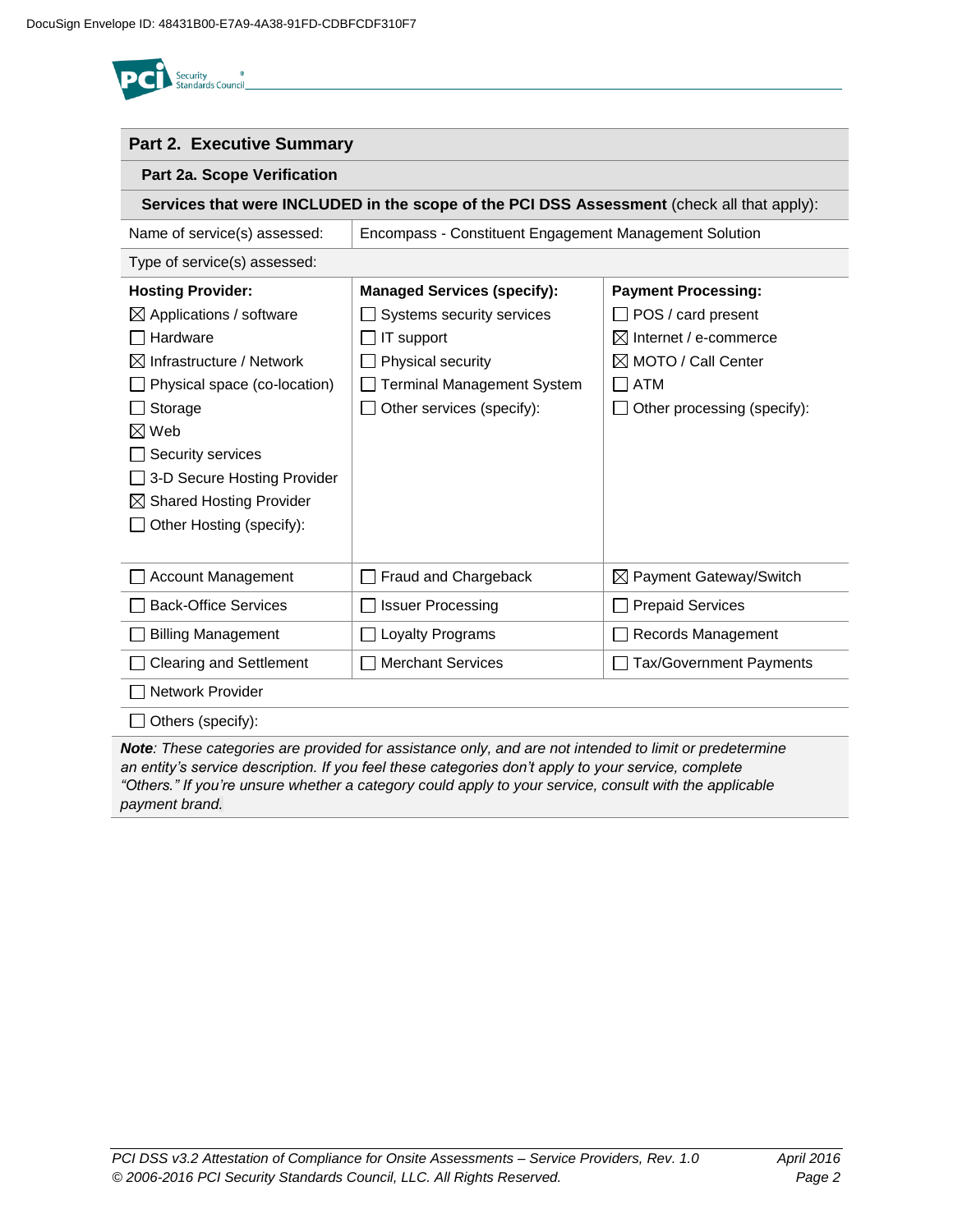## Part 2. Executive Summary

### Part 2a. Scope Verification

**Services that were INCLUDED in the scope of the PCI DSS Assessment** (check all that apply):

| Name of service(s) assessed: | Encompass - Constituent Engagement Management Solution | |
|---|---|---|
| Type of service(s) assessed: | | |
| **Hosting Provider:**<br>☒ Applications / software<br>☐ Hardware<br>☒ Infrastructure / Network<br>☐ Physical space (co-location)<br>☐ Storage<br>☒ Web<br>☐ Security services<br>☐ 3-D Secure Hosting Provider<br>☒ Shared Hosting Provider<br>☐ Other Hosting (specify): | **Managed Services (specify):**<br>☐ Systems security services<br>☐ IT support<br>☐ Physical security<br>☐ Terminal Management System<br>☐ Other services (specify): | **Payment Processing:**<br>☐ POS / card present<br>☒ Internet / e-commerce<br>☒ MOTO / Call Center<br>☐ ATM<br>☐ Other processing (specify): |
| ☐ Account Management | ☐ Fraud and Chargeback | ☒ Payment Gateway/Switch |
| ☐ Back-Office Services | ☐ Issuer Processing | ☐ Prepaid Services |
| ☐ Billing Management | ☐ Loyalty Programs | ☐ Records Management |
| ☐ Clearing and Settlement | ☐ Merchant Services | ☐ Tax/Government Payments |
| ☐ Network Provider | | |
| ☐ Others (specify): | | |

***Note**: These categories are provided for assistance only, and are not intended to limit or predetermine an entity's service description. If you feel these categories don't apply to your service, complete "Others." If you're unsure whether a category could apply to your service, consult with the applicable payment brand.*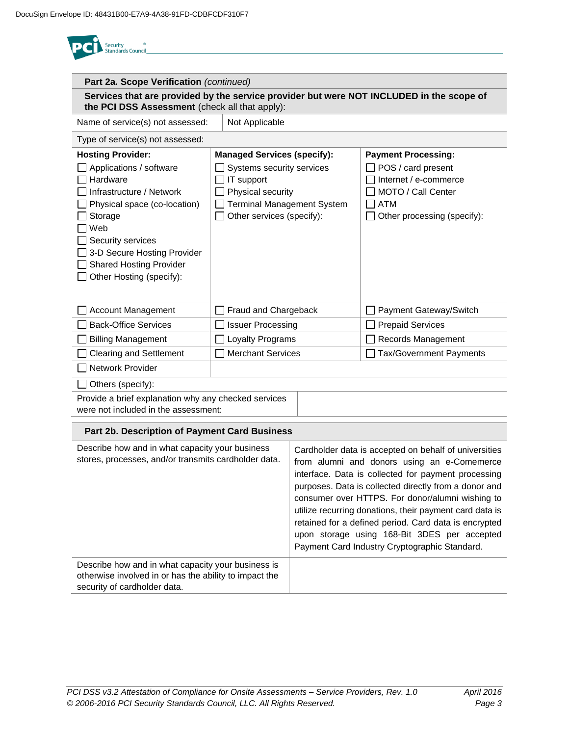## Part 2a. Scope Verification *(continued)*

**Services that are provided by the service provider but were NOT INCLUDED in the scope of the PCI DSS Assessment** (check all that apply):

| Name of service(s) not assessed: | Not Applicable |
|---|---|

Type of service(s) not assessed:

| **Hosting Provider:** | **Managed Services (specify):** | **Payment Processing:** |
|---|---|---|
| ☐ Applications / software | ☐ Systems security services | ☐ POS / card present |
| ☐ Hardware | ☐ IT support | ☐ Internet / e-commerce |
| ☐ Infrastructure / Network | ☐ Physical security | ☐ MOTO / Call Center |
| ☐ Physical space (co-location) | ☐ Terminal Management System | ☐ ATM |
| ☐ Storage | ☐ Other services (specify): | ☐ Other processing (specify): |
| ☐ Web | | |
| ☐ Security services | | |
| ☐ 3-D Secure Hosting Provider | | |
| ☐ Shared Hosting Provider | | |
| ☐ Other Hosting (specify): | | |
| ☐ Account Management | ☐ Fraud and Chargeback | ☐ Payment Gateway/Switch |
| ☐ Back-Office Services | ☐ Issuer Processing | ☐ Prepaid Services |
| ☐ Billing Management | ☐ Loyalty Programs | ☐ Records Management |
| ☐ Clearing and Settlement | ☐ Merchant Services | ☐ Tax/Government Payments |
| ☐ Network Provider | | |

☐ Others (specify):

| Provide a brief explanation why any checked services were not included in the assessment: | |
|---|---|

## Part 2b. Description of Payment Card Business

| | |
|---|---|
| Describe how and in what capacity your business stores, processes, and/or transmits cardholder data. | Cardholder data is accepted on behalf of universities from alumni and donors using an e-Comemerce interface. Data is collected for payment processing purposes. Data is collected directly from a donor and consumer over HTTPS. For donor/alumni wishing to utilize recurring donations, their payment card data is retained for a defined period. Card data is encrypted upon storage using 168-Bit 3DES per accepted Payment Card Industry Cryptographic Standard. |
| Describe how and in what capacity your business is otherwise involved in or has the ability to impact the security of cardholder data. | |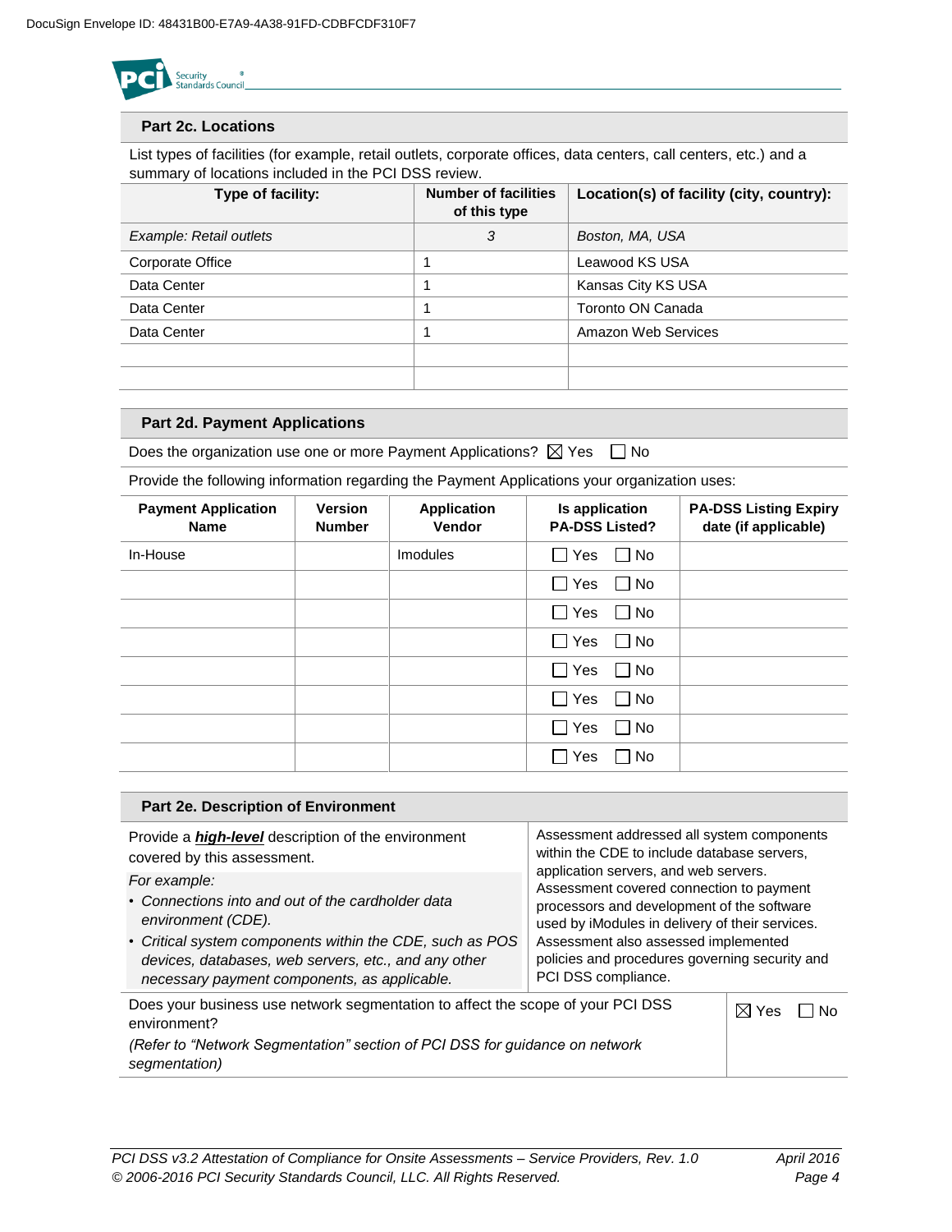## Part 2c. Locations

List types of facilities (for example, retail outlets, corporate offices, data centers, call centers, etc.) and a summary of locations included in the PCI DSS review.

| Type of facility: | Number of facilities of this type | Location(s) of facility (city, country): |
|---|---|---|
| *Example: Retail outlets* | *3* | *Boston, MA, USA* |
| Corporate Office | 1 | Leawood KS USA |
| Data Center | 1 | Kansas City KS USA |
| Data Center | 1 | Toronto ON Canada |
| Data Center | 1 | Amazon Web Services |
| | | |
| | | |

## Part 2d. Payment Applications

Does the organization use one or more Payment Applications? ☒ Yes ☐ No

Provide the following information regarding the Payment Applications your organization uses:

| Payment Application Name | Version Number | Application Vendor | Is application PA-DSS Listed? | PA-DSS Listing Expiry date (if applicable) |
|---|---|---|---|---|
| In-House | | Imodules | ☐ Yes ☐ No | |
| | | | ☐ Yes ☐ No | |
| | | | ☐ Yes ☐ No | |
| | | | ☐ Yes ☐ No | |
| | | | ☐ Yes ☐ No | |
| | | | ☐ Yes ☐ No | |
| | | | ☐ Yes ☐ No | |
| | | | ☐ Yes ☐ No | |

## Part 2e. Description of Environment

| | |
|---|---|
| Provide a ***high-level*** description of the environment covered by this assessment.<br>*For example:*<br>• *Connections into and out of the cardholder data environment (CDE).*<br>• *Critical system components within the CDE, such as POS devices, databases, web servers, etc., and any other necessary payment components, as applicable.* | Assessment addressed all system components within the CDE to include database servers, application servers, and web servers. Assessment covered connection to payment processors and development of the software used by iModules in delivery of their services. Assessment also assessed implemented policies and procedures governing security and PCI DSS compliance. |
| Does your business use network segmentation to affect the scope of your PCI DSS environment?<br>*(Refer to "Network Segmentation" section of PCI DSS for guidance on network segmentation)* | ☒ Yes ☐ No |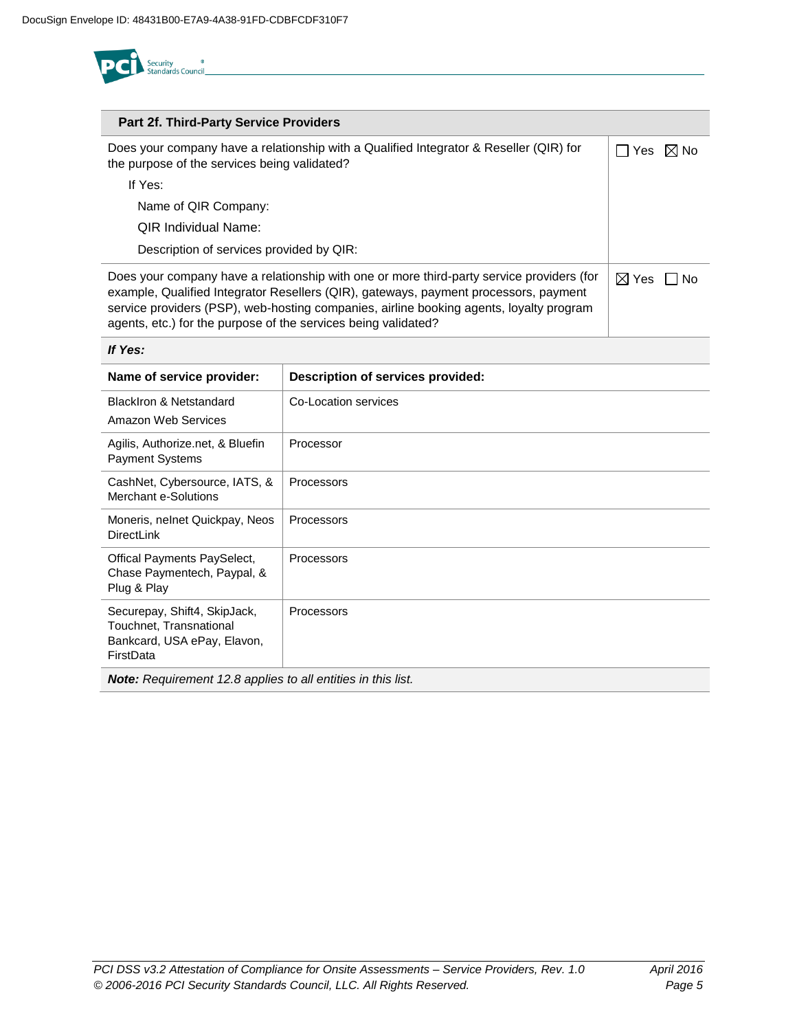## Part 2f. Third-Party Service Providers

| | |
|---|---|
| Does your company have a relationship with a Qualified Integrator & Reseller (QIR) for the purpose of the services being validated?<br><br>If Yes:<br><br>Name of QIR Company:<br><br>QIR Individual Name:<br><br>Description of services provided by QIR: | ☐ Yes ☒ No |
| Does your company have a relationship with one or more third-party service providers (for example, Qualified Integrator Resellers (QIR), gateways, payment processors, payment service providers (PSP), web-hosting companies, airline booking agents, loyalty program agents, etc.) for the purpose of the services being validated? | ☒ Yes ☐ No |

***If Yes:***

| **Name of service provider:** | **Description of services provided:** |
|---|---|
| BlackIron & Netstandard<br>Amazon Web Services | Co-Location services |
| Agilis, Authorize.net, & Bluefin Payment Systems | Processor |
| CashNet, Cybersource, IATS, & Merchant e-Solutions | Processors |
| Moneris, nelnet Quickpay, Neos DirectLink | Processors |
| Offical Payments PaySelect, Chase Paymentech, Paypal, & Plug & Play | Processors |
| Securepay, Shift4, SkipJack, Touchnet, Transnational Bankcard, USA ePay, Elavon, FirstData | Processors |

***Note:*** *Requirement 12.8 applies to all entities in this list.*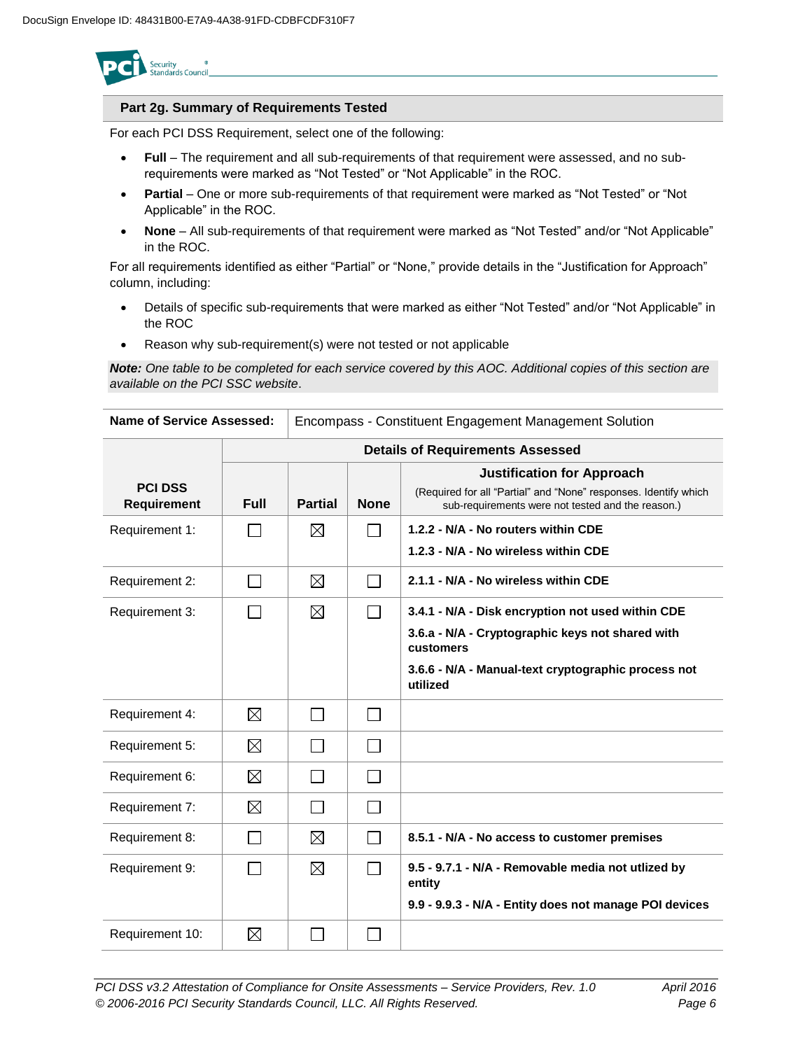## Part 2g. Summary of Requirements Tested

For each PCI DSS Requirement, select one of the following:

- **Full** – The requirement and all sub-requirements of that requirement were assessed, and no sub-requirements were marked as “Not Tested” or “Not Applicable” in the ROC.
- **Partial** – One or more sub-requirements of that requirement were marked as “Not Tested” or “Not Applicable” in the ROC.
- **None** – All sub-requirements of that requirement were marked as “Not Tested” and/or “Not Applicable” in the ROC.

For all requirements identified as either “Partial” or “None,” provide details in the “Justification for Approach” column, including:

- Details of specific sub-requirements that were marked as either “Not Tested” and/or “Not Applicable” in the ROC
- Reason why sub-requirement(s) were not tested or not applicable

***Note:*** *One table to be completed for each service covered by this AOC. Additional copies of this section are available on the PCI SSC website*.

| **Name of Service Assessed:** | Encompass - Constituent Engagement Management Solution | | | |
|---|---|---|---|---|
| | **Details of Requirements Assessed** | | | |
| **PCI DSS Requirement** | **Full** | **Partial** | **None** | **Justification for Approach** (Required for all “Partial” and “None” responses. Identify which sub-requirements were not tested and the reason.) |
| Requirement 1: | ☐ | ☒ | ☐ | **1.2.2 - N/A - No routers within CDE**<br>**1.2.3 - N/A - No wireless within CDE** |
| Requirement 2: | ☐ | ☒ | ☐ | **2.1.1 - N/A - No wireless within CDE** |
| Requirement 3: | ☐ | ☒ | ☐ | **3.4.1 - N/A - Disk encryption not used within CDE**<br>**3.6.a - N/A - Cryptographic keys not shared with customers**<br>**3.6.6 - N/A - Manual-text cryptographic process not utilized** |
| Requirement 4: | ☒ | ☐ | ☐ | |
| Requirement 5: | ☒ | ☐ | ☐ | |
| Requirement 6: | ☒ | ☐ | ☐ | |
| Requirement 7: | ☒ | ☐ | ☐ | |
| Requirement 8: | ☐ | ☒ | ☐ | **8.5.1 - N/A - No access to customer premises** |
| Requirement 9: | ☐ | ☒ | ☐ | **9.5 - 9.7.1 - N/A - Removable media not utlized by entity**<br>**9.9 - 9.9.3 - N/A - Entity does not manage POI devices** |
| Requirement 10: | ☒ | ☐ | ☐ | |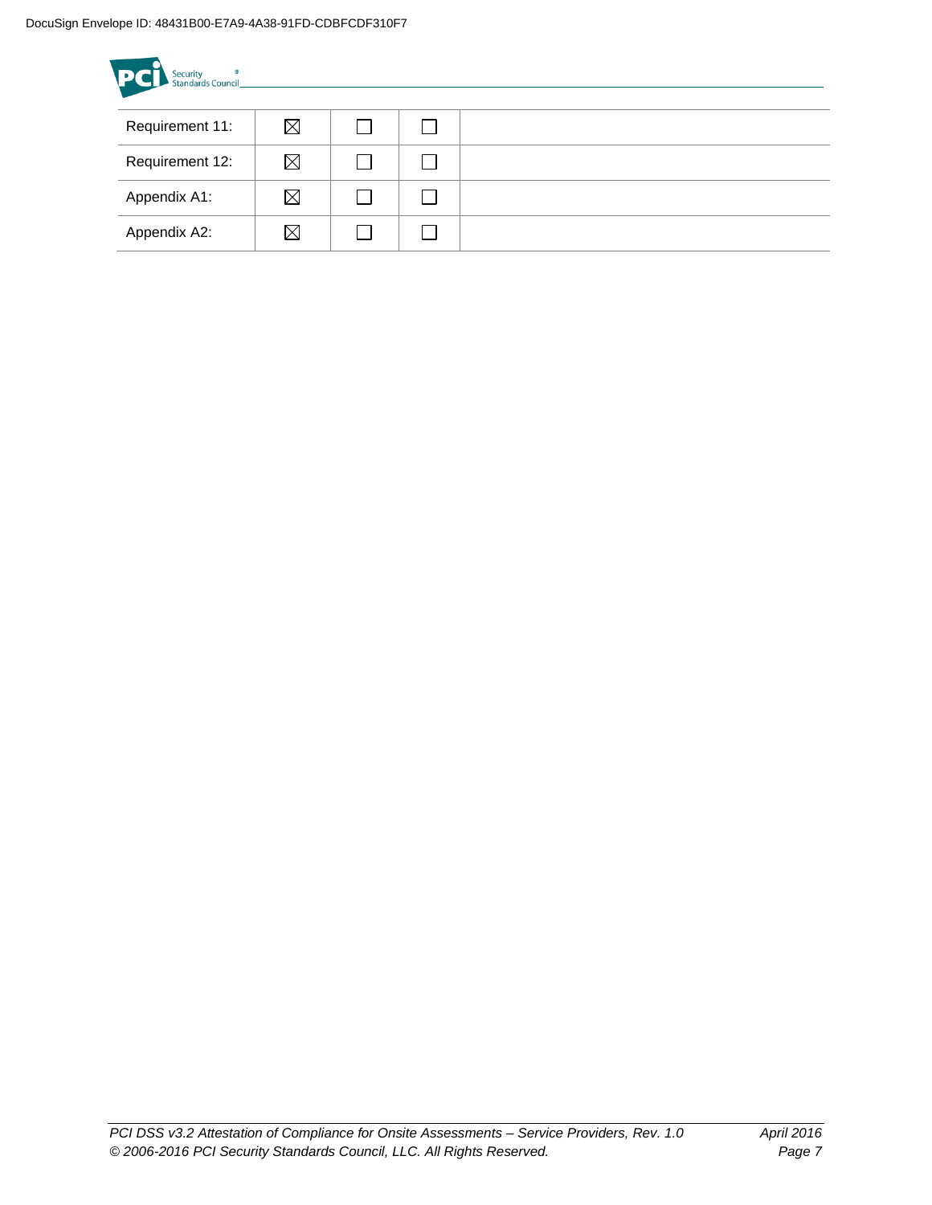| | | | | |
|---|---|---|---|---|
| Requirement 11: | ☒ | ☐ | ☐ | |
| Requirement 12: | ☒ | ☐ | ☐ | |
| Appendix A1: | ☒ | ☐ | ☐ | |
| Appendix A2: | ☒ | ☐ | ☐ | |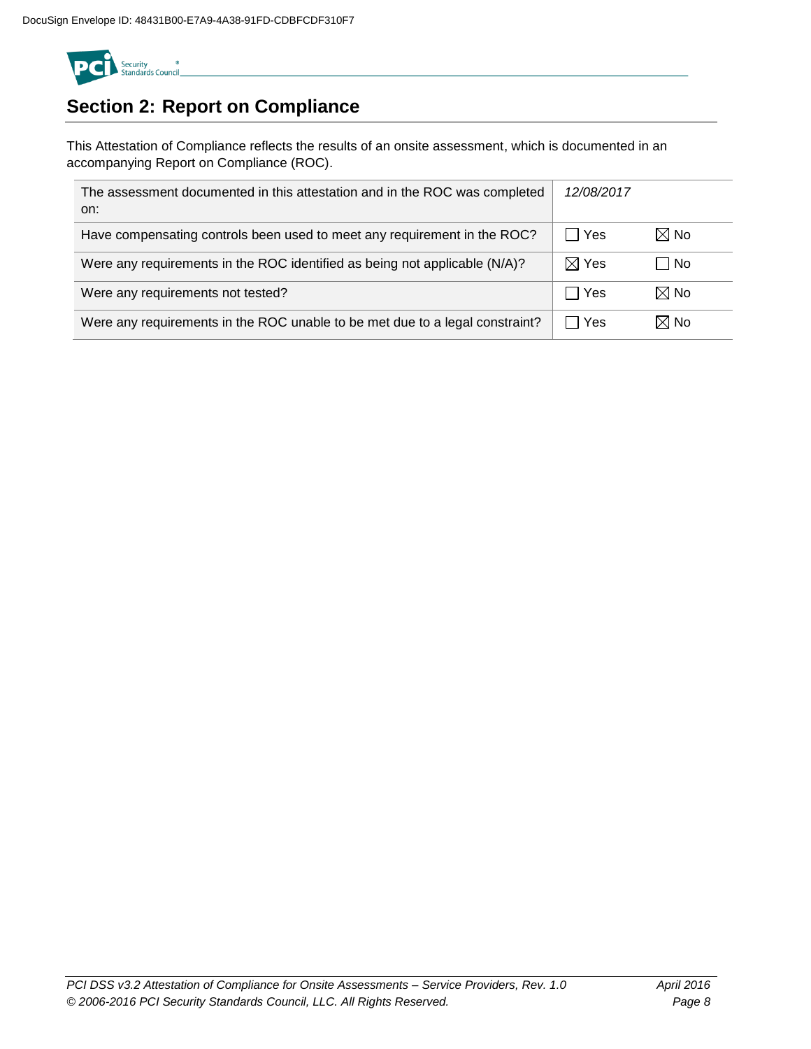## Section 2: Report on Compliance

This Attestation of Compliance reflects the results of an onsite assessment, which is documented in an accompanying Report on Compliance (ROC).

| | | |
|---|---|---|
| The assessment documented in this attestation and in the ROC was completed on: | *12/08/2017* | |
| Have compensating controls been used to meet any requirement in the ROC? | ☐ Yes | ☒ No |
| Were any requirements in the ROC identified as being not applicable (N/A)? | ☒ Yes | ☐ No |
| Were any requirements not tested? | ☐ Yes | ☒ No |
| Were any requirements in the ROC unable to be met due to a legal constraint? | ☐ Yes | ☒ No |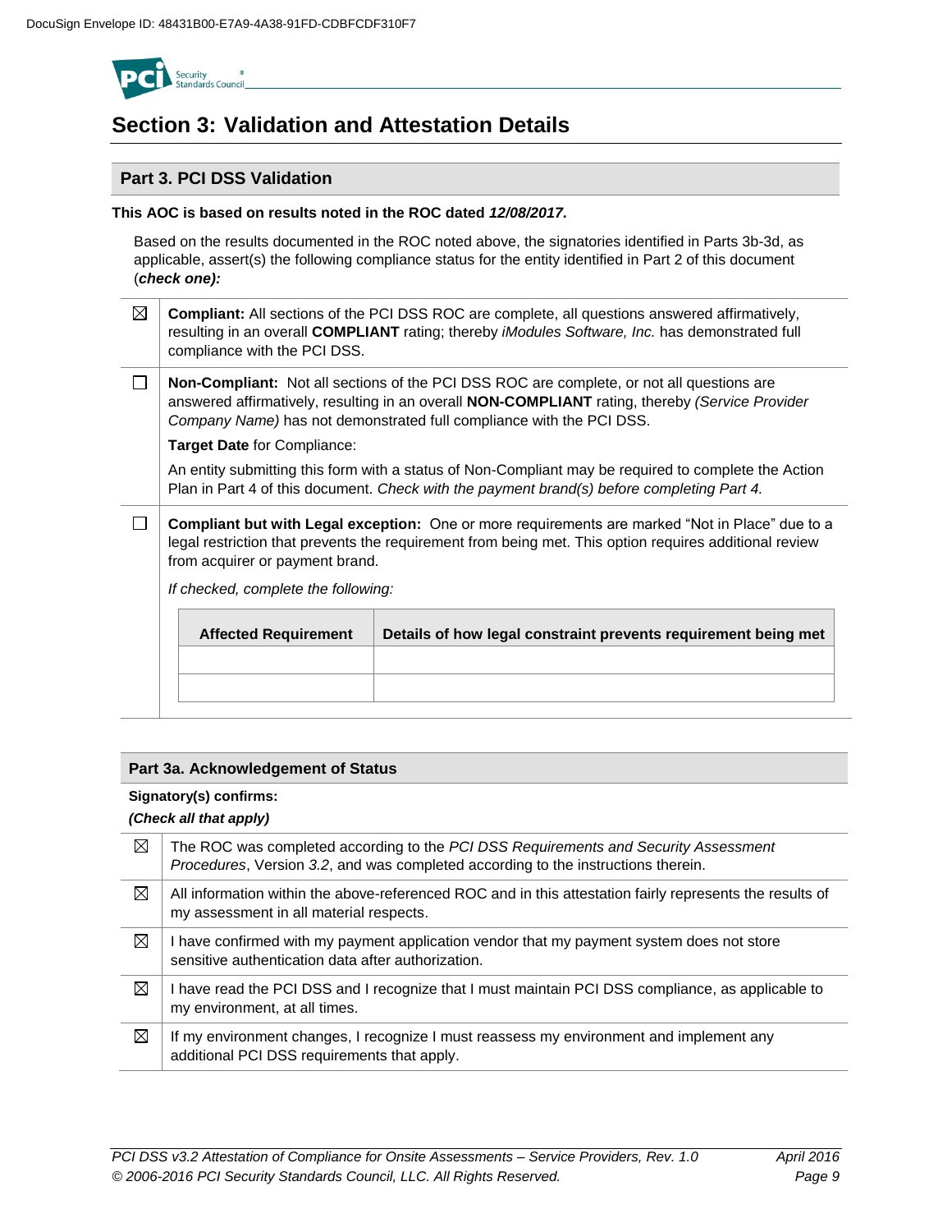# Section 3: Validation and Attestation Details

## Part 3. PCI DSS Validation

**This AOC is based on results noted in the ROC dated *12/08/2017.***

Based on the results documented in the ROC noted above, the signatories identified in Parts 3b-3d, as applicable, assert(s) the following compliance status for the entity identified in Part 2 of this document (***check one):***

| | |
|---|---|
| ☒ | **Compliant:** All sections of the PCI DSS ROC are complete, all questions answered affirmatively, resulting in an overall **COMPLIANT** rating; thereby *iModules Software, Inc.* has demonstrated full compliance with the PCI DSS. |
| ☐ | **Non-Compliant:** Not all sections of the PCI DSS ROC are complete, or not all questions are answered affirmatively, resulting in an overall **NON-COMPLIANT** rating, thereby *(Service Provider Company Name)* has not demonstrated full compliance with the PCI DSS.<br><br>**Target Date** for Compliance:<br><br>An entity submitting this form with a status of Non-Compliant may be required to complete the Action Plan in Part 4 of this document. *Check with the payment brand(s) before completing Part 4.* |
| ☐ | **Compliant but with Legal exception:** One or more requirements are marked "Not in Place" due to a legal restriction that prevents the requirement from being met. This option requires additional review from acquirer or payment brand.<br><br>*If checked, complete the following:* |

| Affected Requirement | Details of how legal constraint prevents requirement being met |
|---|---|
| | |
| | |

## Part 3a. Acknowledgement of Status

**Signatory(s) confirms:**

***(Check all that apply)***

| | |
|---|---|
| ☒ | The ROC was completed according to the *PCI DSS Requirements and Security Assessment Procedures*, Version *3.2*, and was completed according to the instructions therein. |
| ☒ | All information within the above-referenced ROC and in this attestation fairly represents the results of my assessment in all material respects. |
| ☒ | I have confirmed with my payment application vendor that my payment system does not store sensitive authentication data after authorization. |
| ☒ | I have read the PCI DSS and I recognize that I must maintain PCI DSS compliance, as applicable to my environment, at all times. |
| ☒ | If my environment changes, I recognize I must reassess my environment and implement any additional PCI DSS requirements that apply. |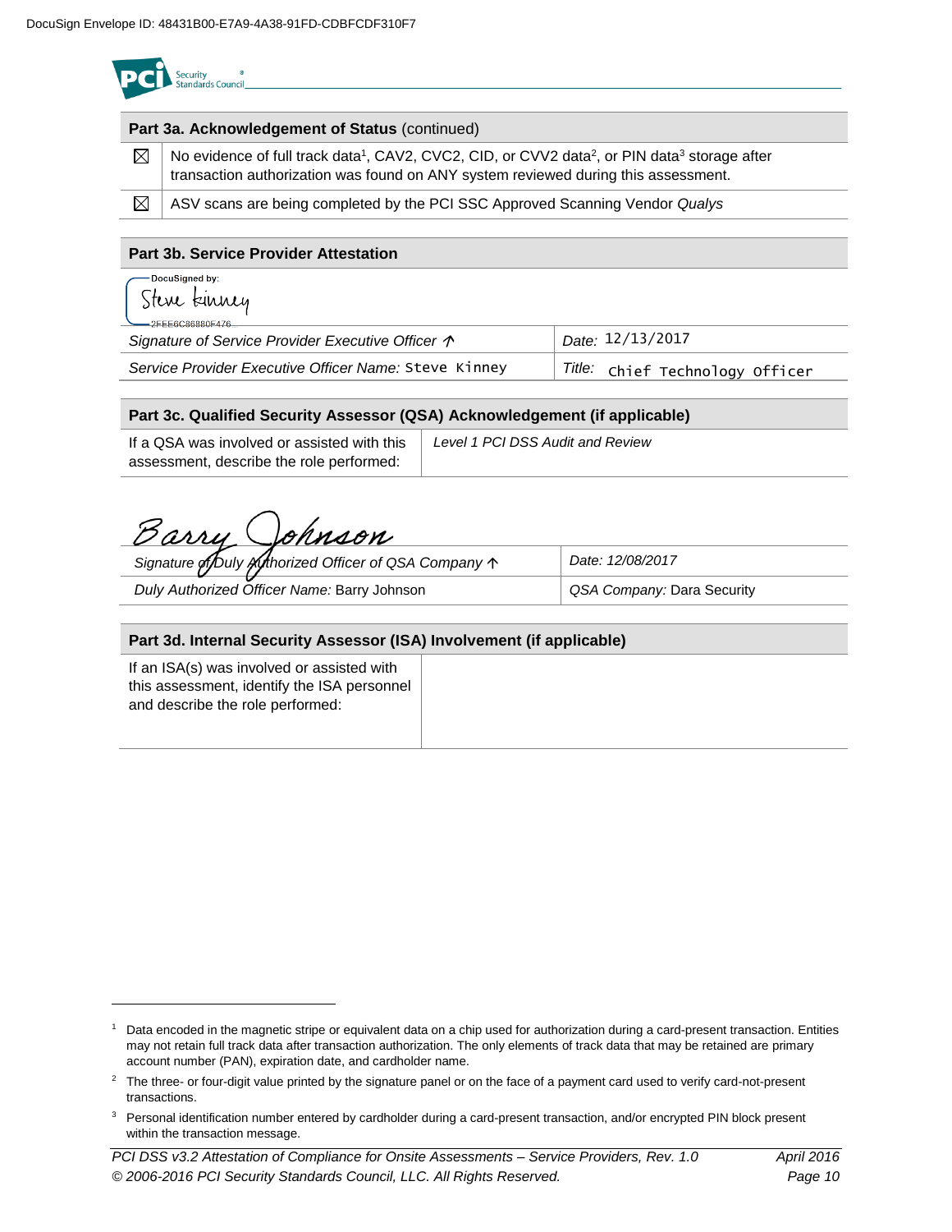DocuSign Envelope ID: 48431B00-E7A9-4A38-91FD-CDBFCDF310F7

| Part 3a. Acknowledgement of Status (continued) | |
|---|---|
| ☒ | No evidence of full track data[1], CAV2, CVC2, CID, or CVV2 data[2], or PIN data[3] storage after transaction authorization was found on ANY system reviewed during this assessment. |
| ☒ | ASV scans are being completed by the PCI SSC Approved Scanning Vendor *Qualys* |

| Part 3b. Service Provider Attestation | |
|---|---|
| DocuSigned by: Steve Kinney 2FEE6C86880F476... | |
| *Signature of Service Provider Executive Officer ↑* | *Date:* 12/13/2017 |
| *Service Provider Executive Officer Name:* Steve Kinney | *Title:* Chief Technology Officer |

| Part 3c. Qualified Security Assessor (QSA) Acknowledgement (if applicable) | |
|---|---|
| If a QSA was involved or assisted with this assessment, describe the role performed: | *Level 1 PCI DSS Audit and Review* |

| Barry Johnson | |
|---|---|
| *Signature of Duly Authorized Officer of QSA Company ↑* | *Date: 12/08/2017* |
| *Duly Authorized Officer Name:* Barry Johnson | *QSA Company:* Dara Security |

| Part 3d. Internal Security Assessor (ISA) Involvement (if applicable) | |
|---|---|
| If an ISA(s) was involved or assisted with this assessment, identify the ISA personnel and describe the role performed: | |

[1] Data encoded in the magnetic stripe or equivalent data on a chip used for authorization during a card-present transaction. Entities may not retain full track data after transaction authorization. The only elements of track data that may be retained are primary account number (PAN), expiration date, and cardholder name.

[2] The three- or four-digit value printed by the signature panel or on the face of a payment card used to verify card-not-present transactions.

[3] Personal identification number entered by cardholder during a card-present transaction, and/or encrypted PIN block present within the transaction message.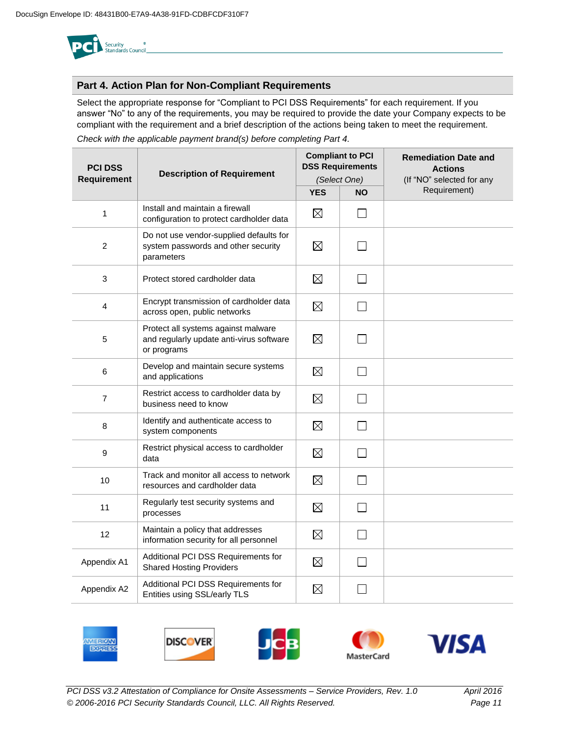## Part 4. Action Plan for Non-Compliant Requirements

Select the appropriate response for "Compliant to PCI DSS Requirements" for each requirement. If you answer "No" to any of the requirements, you may be required to provide the date your Company expects to be compliant with the requirement and a brief description of the actions being taken to meet the requirement.

*Check with the applicable payment brand(s) before completing Part 4.*

| PCI DSS Requirement | Description of Requirement | Compliant to PCI DSS Requirements (Select One) | | Remediation Date and Actions (If "NO" selected for any Requirement) |
|---|---|---|---|---|
| | | YES | NO | |
| 1 | Install and maintain a firewall configuration to protect cardholder data | ☒ | ☐ | |
| 2 | Do not use vendor-supplied defaults for system passwords and other security parameters | ☒ | ☐ | |
| 3 | Protect stored cardholder data | ☒ | ☐ | |
| 4 | Encrypt transmission of cardholder data across open, public networks | ☒ | ☐ | |
| 5 | Protect all systems against malware and regularly update anti-virus software or programs | ☒ | ☐ | |
| 6 | Develop and maintain secure systems and applications | ☒ | ☐ | |
| 7 | Restrict access to cardholder data by business need to know | ☒ | ☐ | |
| 8 | Identify and authenticate access to system components | ☒ | ☐ | |
| 9 | Restrict physical access to cardholder data | ☒ | ☐ | |
| 10 | Track and monitor all access to network resources and cardholder data | ☒ | ☐ | |
| 11 | Regularly test security systems and processes | ☒ | ☐ | |
| 12 | Maintain a policy that addresses information security for all personnel | ☒ | ☐ | |
| Appendix A1 | Additional PCI DSS Requirements for Shared Hosting Providers | ☒ | ☐ | |
| Appendix A2 | Additional PCI DSS Requirements for Entities using SSL/early TLS | ☒ | ☐ | |